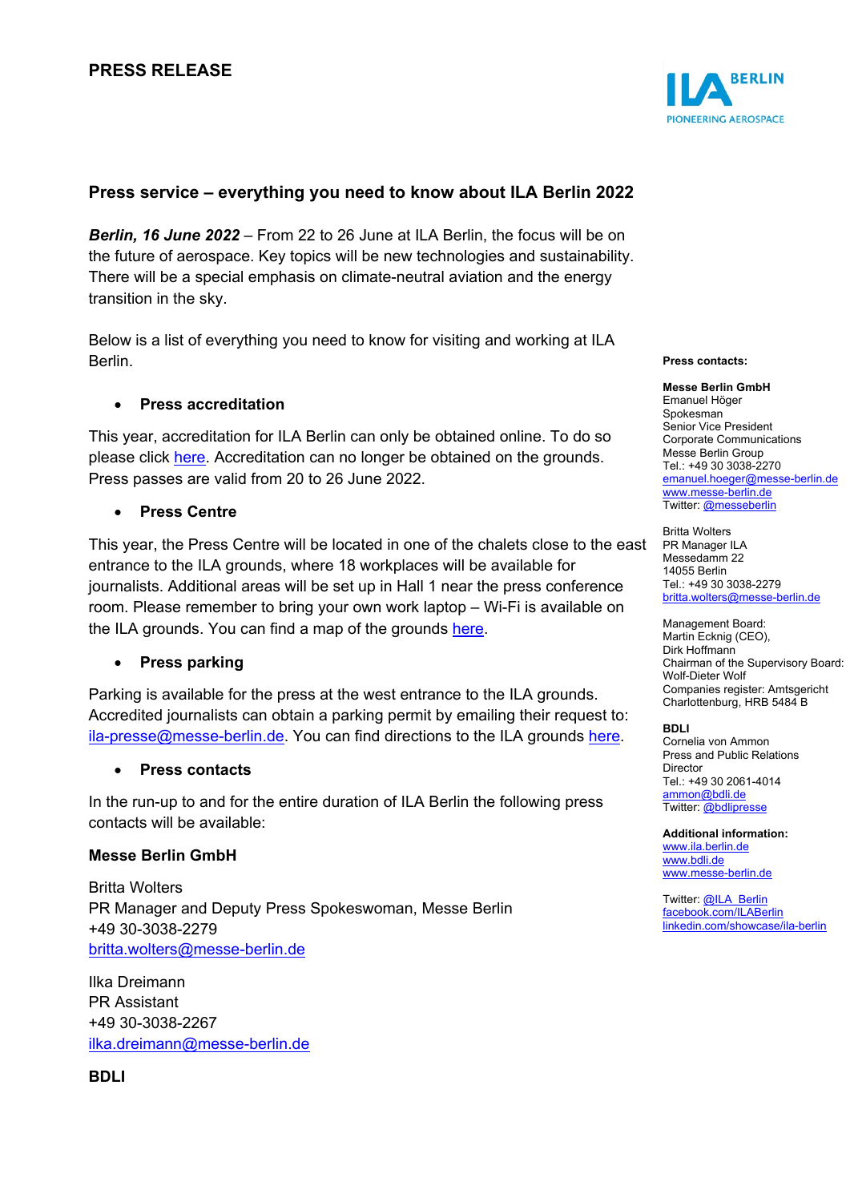PRESS RELEASE

## Press service – everything you need to know about ILA Berlin 2022

***Berlin, 16 June 2022*** – From 22 to 26 June at ILA Berlin, the focus will be on the future of aerospace. Key topics will be new technologies and sustainability. There will be a special emphasis on climate-neutral aviation and the energy transition in the sky.

Below is a list of everything you need to know for visiting and working at ILA Berlin.

- **Press accreditation**

This year, accreditation for ILA Berlin can only be obtained online. To do so please click here. Accreditation can no longer be obtained on the grounds. Press passes are valid from 20 to 26 June 2022.

- **Press Centre**

This year, the Press Centre will be located in one of the chalets close to the east entrance to the ILA grounds, where 18 workplaces will be available for journalists. Additional areas will be set up in Hall 1 near the press conference room. Please remember to bring your own work laptop – Wi-Fi is available on the ILA grounds. You can find a map of the grounds here.

- **Press parking**

Parking is available for the press at the west entrance to the ILA grounds. Accredited journalists can obtain a parking permit by emailing their request to: ila-presse@messe-berlin.de. You can find directions to the ILA grounds here.

- **Press contacts**

In the run-up to and for the entire duration of ILA Berlin the following press contacts will be available:

**Messe Berlin GmbH**

Britta Wolters
PR Manager and Deputy Press Spokeswoman, Messe Berlin
+49 30-3038-2279
britta.wolters@messe-berlin.de

Ilka Dreimann
PR Assistant
+49 30-3038-2267
ilka.dreimann@messe-berlin.de

**BDLI**

**Press contacts:**

**Messe Berlin GmbH**
Emanuel Höger
Spokesman
Senior Vice President
Corporate Communications
Messe Berlin Group
Tel.: +49 30 3038-2270
emanuel.hoeger@messe-berlin.de
www.messe-berlin.de
Twitter: @messeberlin

Britta Wolters
PR Manager ILA
Messedamm 22
14055 Berlin
Tel.: +49 30 3038-2279
britta.wolters@messe-berlin.de

Management Board:
Martin Ecknig (CEO),
Dirk Hoffmann
Chairman of the Supervisory Board:
Wolf-Dieter Wolf
Companies register: Amtsgericht
Charlottenburg, HRB 5484 B

**BDLI**
Cornelia von Ammon
Press and Public Relations
Director
Tel.: +49 30 2061-4014
ammon@bdli.de
Twitter: @bdlipresse

**Additional information:**
www.ila.berlin.de
www.bdli.de
www.messe-berlin.de

Twitter: @ILA_Berlin
facebook.com/ILABerlin
linkedin.com/showcase/ila-berlin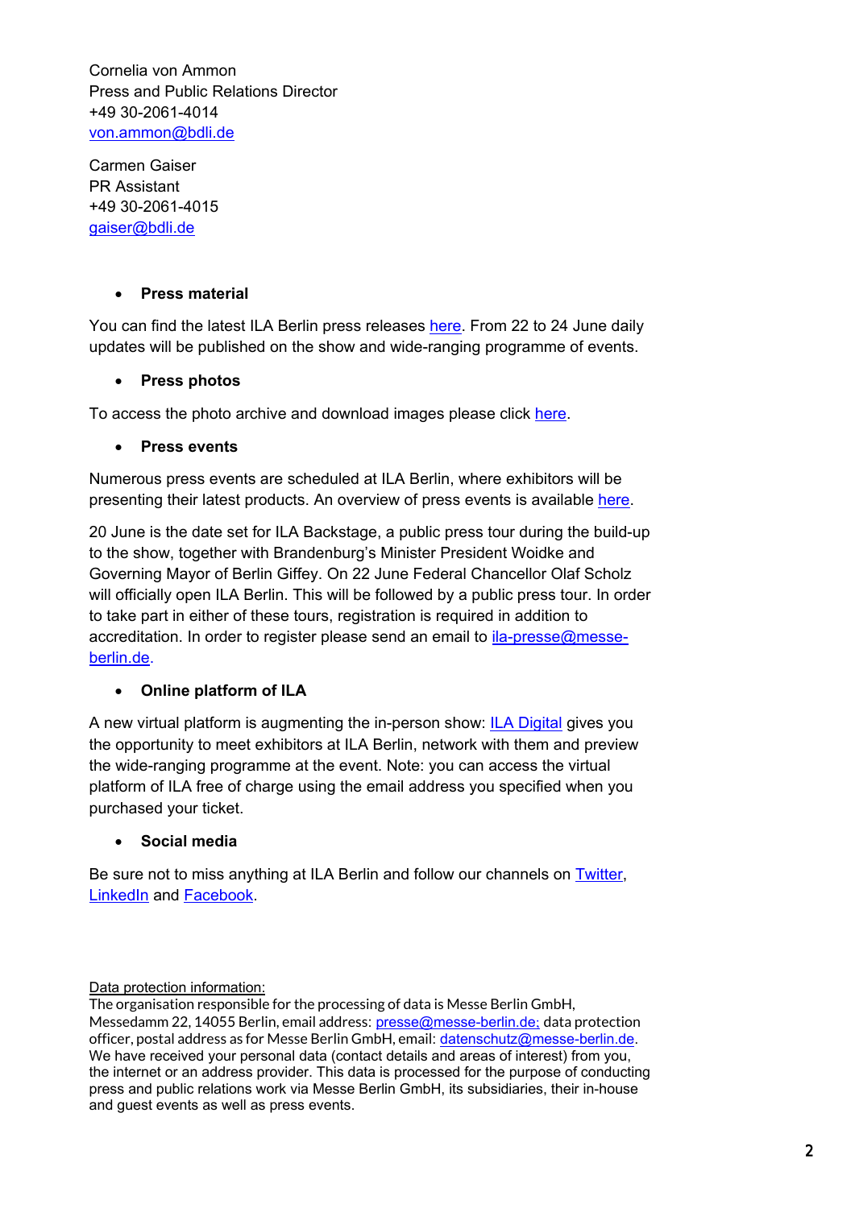Cornelia von Ammon  
Press and Public Relations Director  
+49 30-2061-4014  
von.ammon@bdli.de

Carmen Gaiser  
PR Assistant  
+49 30-2061-4015  
gaiser@bdli.de

- **Press material**

You can find the latest ILA Berlin press releases here. From 22 to 24 June daily updates will be published on the show and wide-ranging programme of events.

- **Press photos**

To access the photo archive and download images please click here.

- **Press events**

Numerous press events are scheduled at ILA Berlin, where exhibitors will be presenting their latest products. An overview of press events is available here.

20 June is the date set for ILA Backstage, a public press tour during the build-up to the show, together with Brandenburg's Minister President Woidke and Governing Mayor of Berlin Giffey. On 22 June Federal Chancellor Olaf Scholz will officially open ILA Berlin. This will be followed by a public press tour. In order to take part in either of these tours, registration is required in addition to accreditation. In order to register please send an email to ila-presse@messe-berlin.de.

- **Online platform of ILA**

A new virtual platform is augmenting the in-person show: ILA Digital gives you the opportunity to meet exhibitors at ILA Berlin, network with them and preview the wide-ranging programme at the event. Note: you can access the virtual platform of ILA free of charge using the email address you specified when you purchased your ticket.

- **Social media**

Be sure not to miss anything at ILA Berlin and follow our channels on Twitter, LinkedIn and Facebook.

Data protection information:  
The organisation responsible for the processing of data is Messe Berlin GmbH, Messedamm 22, 14055 Berlin, email address: presse@messe-berlin.de; data protection officer, postal address as for Messe Berlin GmbH, email: datenschutz@messe-berlin.de. We have received your personal data (contact details and areas of interest) from you, the internet or an address provider. This data is processed for the purpose of conducting press and public relations work via Messe Berlin GmbH, its subsidiaries, their in-house and guest events as well as press events.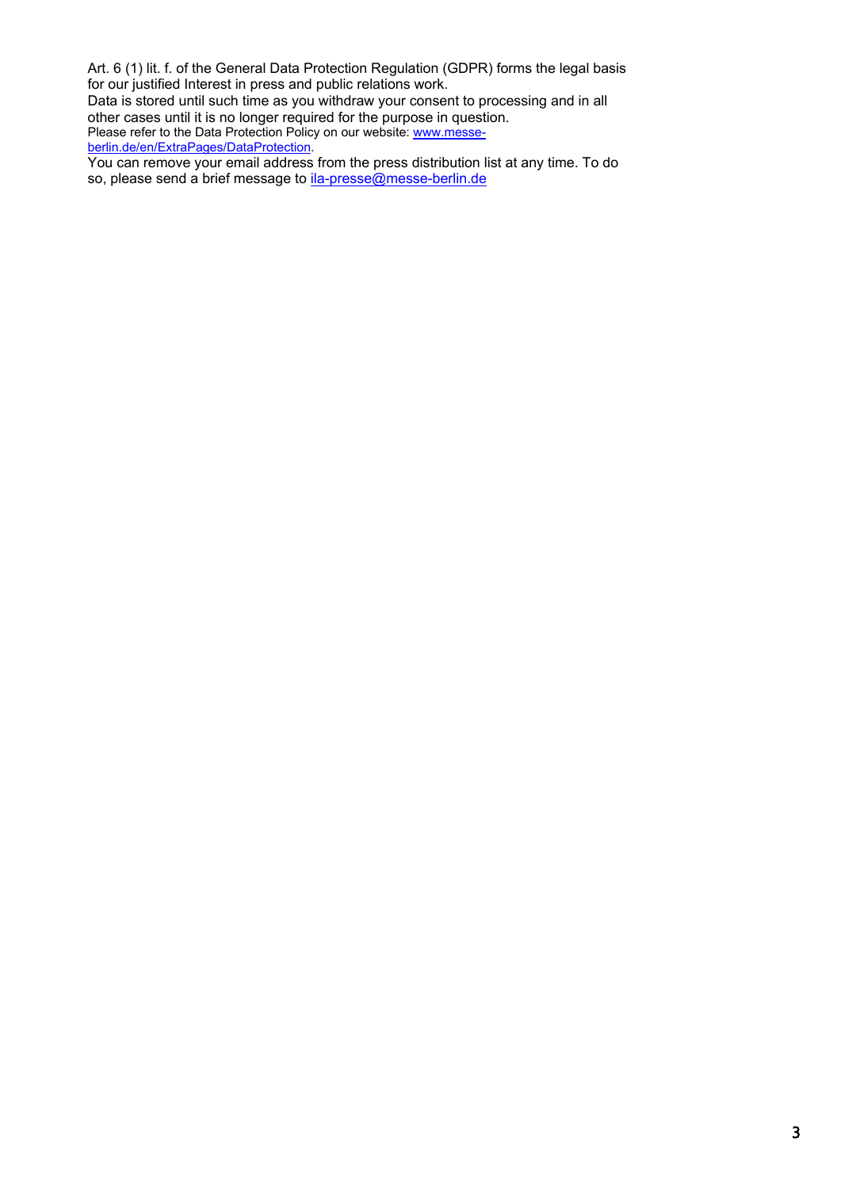Art. 6 (1) lit. f. of the General Data Protection Regulation (GDPR) forms the legal basis for our justified Interest in press and public relations work.
Data is stored until such time as you withdraw your consent to processing and in all other cases until it is no longer required for the purpose in question.
Please refer to the Data Protection Policy on our website: www.messe-berlin.de/en/ExtraPages/DataProtection.
You can remove your email address from the press distribution list at any time. To do so, please send a brief message to ila-presse@messe-berlin.de